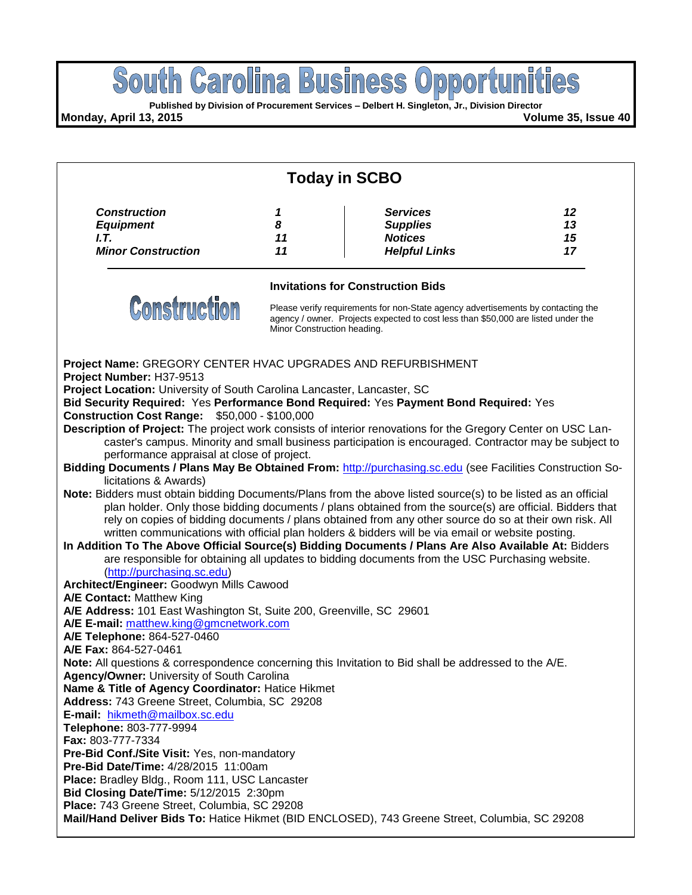# South Carolina Business Opportunities

**Published by Division of Procurement Services – Delbert H. Singleton, Jr., Division Director**

**Monday, April 13, 2015** **Volume 35, Issue 40**

## Today in SCBO

| | | | |
|---|---|---|---|
| ***Construction*** | ***1*** | ***Services*** | ***12*** |
| ***Equipment*** | ***8*** | ***Supplies*** | ***13*** |
| ***I.T.*** | ***11*** | ***Notices*** | ***15*** |
| ***Minor Construction*** | ***11*** | ***Helpful Links*** | ***17*** |

# Construction

### Invitations for Construction Bids

Please verify requirements for non-State agency advertisements by contacting the agency / owner. Projects expected to cost less than $50,000 are listed under the Minor Construction heading.

**Project Name:** GREGORY CENTER HVAC UPGRADES AND REFURBISHMENT
**Project Number:** H37-9513
**Project Location:** University of South Carolina Lancaster, Lancaster, SC
**Bid Security Required:** Yes **Performance Bond Required:** Yes **Payment Bond Required:** Yes
**Construction Cost Range:** $50,000 - $100,000
**Description of Project:** The project work consists of interior renovations for the Gregory Center on USC Lancaster's campus. Minority and small business participation is encouraged. Contractor may be subject to performance appraisal at close of project.
**Bidding Documents / Plans May Be Obtained From:** http://purchasing.sc.edu (see Facilities Construction Solicitations & Awards)
**Note:** Bidders must obtain bidding Documents/Plans from the above listed source(s) to be listed as an official plan holder. Only those bidding documents / plans obtained from the source(s) are official. Bidders that rely on copies of bidding documents / plans obtained from any other source do so at their own risk. All written communications with official plan holders & bidders will be via email or website posting.
**In Addition To The Above Official Source(s) Bidding Documents / Plans Are Also Available At:** Bidders are responsible for obtaining all updates to bidding documents from the USC Purchasing website. (http://purchasing.sc.edu)
**Architect/Engineer:** Goodwyn Mills Cawood
**A/E Contact:** Matthew King
**A/E Address:** 101 East Washington St, Suite 200, Greenville, SC 29601
**A/E E-mail:** matthew.king@gmcnetwork.com
**A/E Telephone:** 864-527-0460
**A/E Fax:** 864-527-0461
**Note:** All questions & correspondence concerning this Invitation to Bid shall be addressed to the A/E.
**Agency/Owner:** University of South Carolina
**Name & Title of Agency Coordinator:** Hatice Hikmet
**Address:** 743 Greene Street, Columbia, SC 29208
**E-mail:** hikmeth@mailbox.sc.edu
**Telephone:** 803-777-9994
**Fax:** 803-777-7334
**Pre-Bid Conf./Site Visit:** Yes, non-mandatory
**Pre-Bid Date/Time:** 4/28/2015 11:00am
**Place:** Bradley Bldg., Room 111, USC Lancaster
**Bid Closing Date/Time:** 5/12/2015 2:30pm
**Place:** 743 Greene Street, Columbia, SC 29208
**Mail/Hand Deliver Bids To:** Hatice Hikmet (BID ENCLOSED), 743 Greene Street, Columbia, SC 29208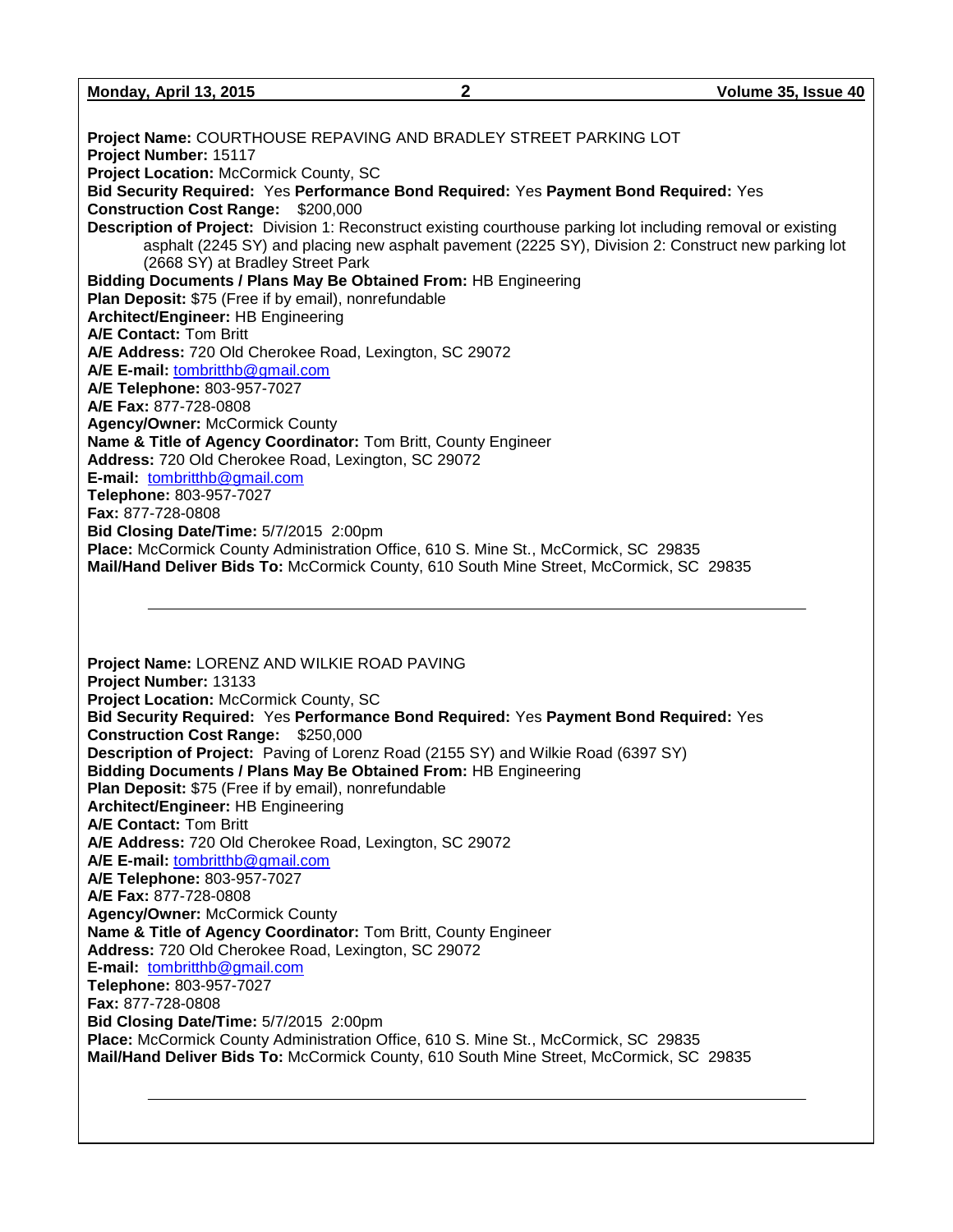**Project Name:** COURTHOUSE REPAVING AND BRADLEY STREET PARKING LOT
**Project Number:** 15117
**Project Location:** McCormick County, SC
**Bid Security Required:** Yes **Performance Bond Required:** Yes **Payment Bond Required:** Yes
**Construction Cost Range:** $200,000
**Description of Project:** Division 1: Reconstruct existing courthouse parking lot including removal or existing asphalt (2245 SY) and placing new asphalt pavement (2225 SY), Division 2: Construct new parking lot (2668 SY) at Bradley Street Park
**Bidding Documents / Plans May Be Obtained From:** HB Engineering
**Plan Deposit:** $75 (Free if by email), nonrefundable
**Architect/Engineer:** HB Engineering
**A/E Contact:** Tom Britt
**A/E Address:** 720 Old Cherokee Road, Lexington, SC 29072
**A/E E-mail:** tombritthb@gmail.com
**A/E Telephone:** 803-957-7027
**A/E Fax:** 877-728-0808
**Agency/Owner:** McCormick County
**Name & Title of Agency Coordinator:** Tom Britt, County Engineer
**Address:** 720 Old Cherokee Road, Lexington, SC 29072
**E-mail:** tombritthb@gmail.com
**Telephone:** 803-957-7027
**Fax:** 877-728-0808
**Bid Closing Date/Time:** 5/7/2015 2:00pm
**Place:** McCormick County Administration Office, 610 S. Mine St., McCormick, SC 29835
**Mail/Hand Deliver Bids To:** McCormick County, 610 South Mine Street, McCormick, SC 29835

---

**Project Name:** LORENZ AND WILKIE ROAD PAVING
**Project Number:** 13133
**Project Location:** McCormick County, SC
**Bid Security Required:** Yes **Performance Bond Required:** Yes **Payment Bond Required:** Yes
**Construction Cost Range:** $250,000
**Description of Project:** Paving of Lorenz Road (2155 SY) and Wilkie Road (6397 SY)
**Bidding Documents / Plans May Be Obtained From:** HB Engineering
**Plan Deposit:** $75 (Free if by email), nonrefundable
**Architect/Engineer:** HB Engineering
**A/E Contact:** Tom Britt
**A/E Address:** 720 Old Cherokee Road, Lexington, SC 29072
**A/E E-mail:** tombritthb@gmail.com
**A/E Telephone:** 803-957-7027
**A/E Fax:** 877-728-0808
**Agency/Owner:** McCormick County
**Name & Title of Agency Coordinator:** Tom Britt, County Engineer
**Address:** 720 Old Cherokee Road, Lexington, SC 29072
**E-mail:** tombritthb@gmail.com
**Telephone:** 803-957-7027
**Fax:** 877-728-0808
**Bid Closing Date/Time:** 5/7/2015 2:00pm
**Place:** McCormick County Administration Office, 610 S. Mine St., McCormick, SC 29835
**Mail/Hand Deliver Bids To:** McCormick County, 610 South Mine Street, McCormick, SC 29835

---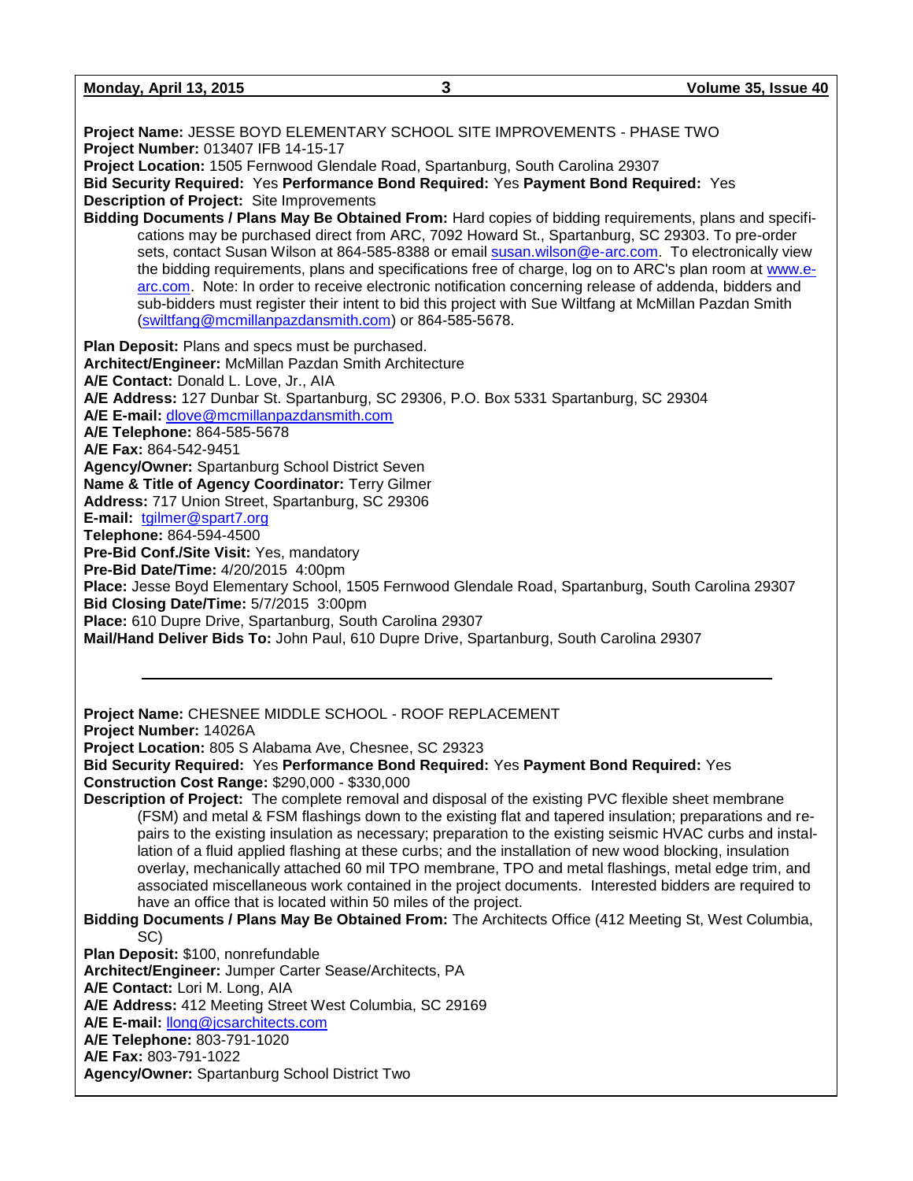**Project Name:** JESSE BOYD ELEMENTARY SCHOOL SITE IMPROVEMENTS - PHASE TWO
**Project Number:** 013407 IFB 14-15-17
**Project Location:** 1505 Fernwood Glendale Road, Spartanburg, South Carolina 29307
**Bid Security Required:** Yes **Performance Bond Required:** Yes **Payment Bond Required:** Yes
**Description of Project:** Site Improvements
**Bidding Documents / Plans May Be Obtained From:** Hard copies of bidding requirements, plans and specifications may be purchased direct from ARC, 7092 Howard St., Spartanburg, SC 29303. To pre-order sets, contact Susan Wilson at 864-585-8388 or email susan.wilson@e-arc.com. To electronically view the bidding requirements, plans and specifications free of charge, log on to ARC's plan room at www.e-arc.com. Note: In order to receive electronic notification concerning release of addenda, bidders and sub-bidders must register their intent to bid this project with Sue Wiltfang at McMillan Pazdan Smith (swiltfang@mcmillanpazdansmith.com) or 864-585-5678.

**Plan Deposit:** Plans and specs must be purchased.
**Architect/Engineer:** McMillan Pazdan Smith Architecture
**A/E Contact:** Donald L. Love, Jr., AIA
**A/E Address:** 127 Dunbar St. Spartanburg, SC 29306, P.O. Box 5331 Spartanburg, SC 29304
**A/E E-mail:** dlove@mcmillanpazdansmith.com
**A/E Telephone:** 864-585-5678
**A/E Fax:** 864-542-9451
**Agency/Owner:** Spartanburg School District Seven
**Name & Title of Agency Coordinator:** Terry Gilmer
**Address:** 717 Union Street, Spartanburg, SC 29306
**E-mail:** tgilmer@spart7.org
**Telephone:** 864-594-4500
**Pre-Bid Conf./Site Visit:** Yes, mandatory
**Pre-Bid Date/Time:** 4/20/2015 4:00pm
**Place:** Jesse Boyd Elementary School, 1505 Fernwood Glendale Road, Spartanburg, South Carolina 29307
**Bid Closing Date/Time:** 5/7/2015 3:00pm
**Place:** 610 Dupre Drive, Spartanburg, South Carolina 29307
**Mail/Hand Deliver Bids To:** John Paul, 610 Dupre Drive, Spartanburg, South Carolina 29307

---

**Project Name:** CHESNEE MIDDLE SCHOOL - ROOF REPLACEMENT
**Project Number:** 14026A
**Project Location:** 805 S Alabama Ave, Chesnee, SC 29323
**Bid Security Required:** Yes **Performance Bond Required:** Yes **Payment Bond Required:** Yes
**Construction Cost Range:** $290,000 - $330,000
**Description of Project:** The complete removal and disposal of the existing PVC flexible sheet membrane (FSM) and metal & FSM flashings down to the existing flat and tapered insulation; preparations and repairs to the existing insulation as necessary; preparation to the existing seismic HVAC curbs and installation of a fluid applied flashing at these curbs; and the installation of new wood blocking, insulation overlay, mechanically attached 60 mil TPO membrane, TPO and metal flashings, metal edge trim, and associated miscellaneous work contained in the project documents. Interested bidders are required to have an office that is located within 50 miles of the project.
**Bidding Documents / Plans May Be Obtained From:** The Architects Office (412 Meeting St, West Columbia, SC)
**Plan Deposit:** $100, nonrefundable
**Architect/Engineer:** Jumper Carter Sease/Architects, PA
**A/E Contact:** Lori M. Long, AIA
**A/E Address:** 412 Meeting Street West Columbia, SC 29169
**A/E E-mail:** llong@jcsarchitects.com
**A/E Telephone:** 803-791-1020
**A/E Fax:** 803-791-1022
**Agency/Owner:** Spartanburg School District Two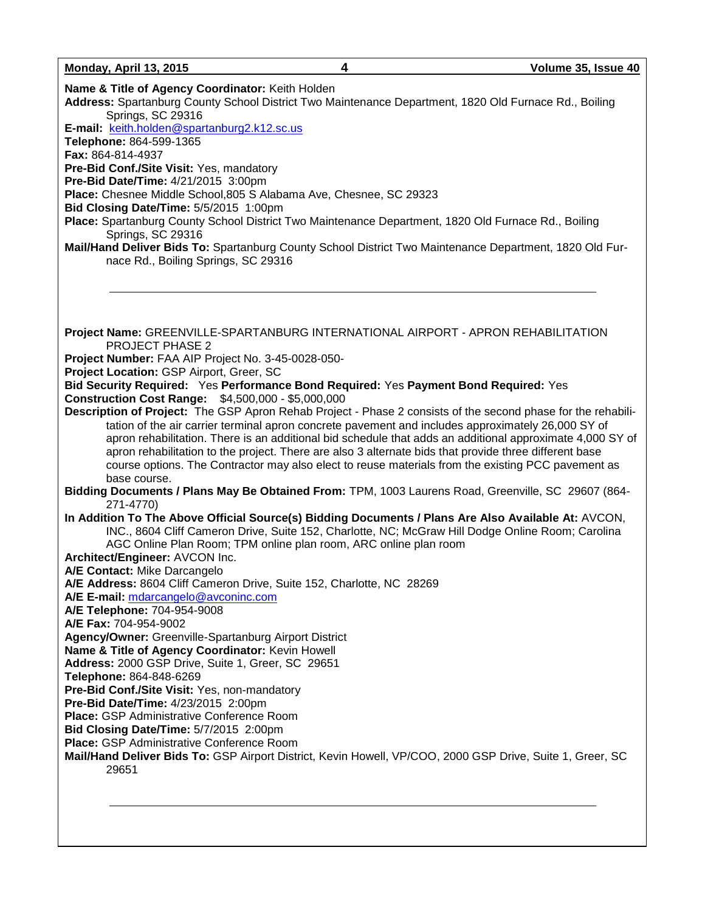**Name & Title of Agency Coordinator:** Keith Holden
**Address:** Spartanburg County School District Two Maintenance Department, 1820 Old Furnace Rd., Boiling Springs, SC 29316
**E-mail:** keith.holden@spartanburg2.k12.sc.us
**Telephone:** 864-599-1365
**Fax:** 864-814-4937
**Pre-Bid Conf./Site Visit:** Yes, mandatory
**Pre-Bid Date/Time:** 4/21/2015 3:00pm
**Place:** Chesnee Middle School,805 S Alabama Ave, Chesnee, SC 29323
**Bid Closing Date/Time:** 5/5/2015 1:00pm
**Place:** Spartanburg County School District Two Maintenance Department, 1820 Old Furnace Rd., Boiling Springs, SC 29316
**Mail/Hand Deliver Bids To:** Spartanburg County School District Two Maintenance Department, 1820 Old Furnace Rd., Boiling Springs, SC 29316

---

**Project Name:** GREENVILLE-SPARTANBURG INTERNATIONAL AIRPORT - APRON REHABILITATION PROJECT PHASE 2
**Project Number:** FAA AIP Project No. 3-45-0028-050-
**Project Location:** GSP Airport, Greer, SC
**Bid Security Required:** Yes **Performance Bond Required:** Yes **Payment Bond Required:** Yes
**Construction Cost Range:** $4,500,000 - $5,000,000
**Description of Project:** The GSP Apron Rehab Project - Phase 2 consists of the second phase for the rehabilitation of the air carrier terminal apron concrete pavement and includes approximately 26,000 SY of apron rehabilitation. There is an additional bid schedule that adds an additional approximate 4,000 SY of apron rehabilitation to the project. There are also 3 alternate bids that provide three different base course options. The Contractor may also elect to reuse materials from the existing PCC pavement as base course.
**Bidding Documents / Plans May Be Obtained From:** TPM, 1003 Laurens Road, Greenville, SC 29607 (864-271-4770)
**In Addition To The Above Official Source(s) Bidding Documents / Plans Are Also Available At:** AVCON, INC., 8604 Cliff Cameron Drive, Suite 152, Charlotte, NC; McGraw Hill Dodge Online Room; Carolina AGC Online Plan Room; TPM online plan room, ARC online plan room
**Architect/Engineer:** AVCON Inc.
**A/E Contact:** Mike Darcangelo
**A/E Address:** 8604 Cliff Cameron Drive, Suite 152, Charlotte, NC 28269
**A/E E-mail:** mdarcangelo@avconinc.com
**A/E Telephone:** 704-954-9008
**A/E Fax:** 704-954-9002
**Agency/Owner:** Greenville-Spartanburg Airport District
**Name & Title of Agency Coordinator:** Kevin Howell
**Address:** 2000 GSP Drive, Suite 1, Greer, SC 29651
**Telephone:** 864-848-6269
**Pre-Bid Conf./Site Visit:** Yes, non-mandatory
**Pre-Bid Date/Time:** 4/23/2015 2:00pm
**Place:** GSP Administrative Conference Room
**Bid Closing Date/Time:** 5/7/2015 2:00pm
**Place:** GSP Administrative Conference Room
**Mail/Hand Deliver Bids To:** GSP Airport District, Kevin Howell, VP/COO, 2000 GSP Drive, Suite 1, Greer, SC 29651

---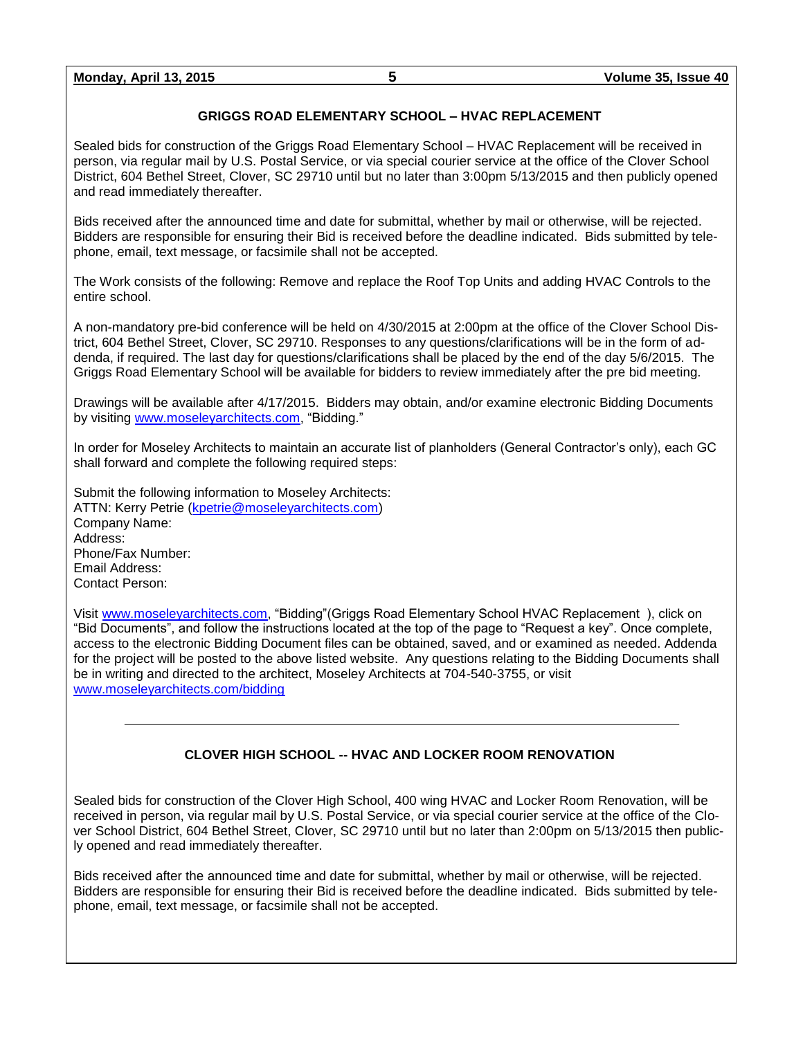## GRIGGS ROAD ELEMENTARY SCHOOL – HVAC REPLACEMENT

Sealed bids for construction of the Griggs Road Elementary School – HVAC Replacement will be received in person, via regular mail by U.S. Postal Service, or via special courier service at the office of the Clover School District, 604 Bethel Street, Clover, SC 29710 until but no later than 3:00pm 5/13/2015 and then publicly opened and read immediately thereafter.

Bids received after the announced time and date for submittal, whether by mail or otherwise, will be rejected. Bidders are responsible for ensuring their Bid is received before the deadline indicated. Bids submitted by telephone, email, text message, or facsimile shall not be accepted.

The Work consists of the following: Remove and replace the Roof Top Units and adding HVAC Controls to the entire school.

A non-mandatory pre-bid conference will be held on 4/30/2015 at 2:00pm at the office of the Clover School District, 604 Bethel Street, Clover, SC 29710. Responses to any questions/clarifications will be in the form of addenda, if required. The last day for questions/clarifications shall be placed by the end of the day 5/6/2015. The Griggs Road Elementary School will be available for bidders to review immediately after the pre bid meeting.

Drawings will be available after 4/17/2015. Bidders may obtain, and/or examine electronic Bidding Documents by visiting www.moseleyarchitects.com, "Bidding."

In order for Moseley Architects to maintain an accurate list of planholders (General Contractor's only), each GC shall forward and complete the following required steps:

Submit the following information to Moseley Architects:
ATTN: Kerry Petrie (kpetrie@moseleyarchitects.com)
Company Name:
Address:
Phone/Fax Number:
Email Address:
Contact Person:

Visit www.moseleyarchitects.com, "Bidding"(Griggs Road Elementary School HVAC Replacement ), click on "Bid Documents", and follow the instructions located at the top of the page to "Request a key". Once complete, access to the electronic Bidding Document files can be obtained, saved, and or examined as needed. Addenda for the project will be posted to the above listed website. Any questions relating to the Bidding Documents shall be in writing and directed to the architect, Moseley Architects at 704-540-3755, or visit www.moseleyarchitects.com/bidding

---

## CLOVER HIGH SCHOOL -- HVAC AND LOCKER ROOM RENOVATION

Sealed bids for construction of the Clover High School, 400 wing HVAC and Locker Room Renovation, will be received in person, via regular mail by U.S. Postal Service, or via special courier service at the office of the Clover School District, 604 Bethel Street, Clover, SC 29710 until but no later than 2:00pm on 5/13/2015 then publicly opened and read immediately thereafter.

Bids received after the announced time and date for submittal, whether by mail or otherwise, will be rejected. Bidders are responsible for ensuring their Bid is received before the deadline indicated. Bids submitted by telephone, email, text message, or facsimile shall not be accepted.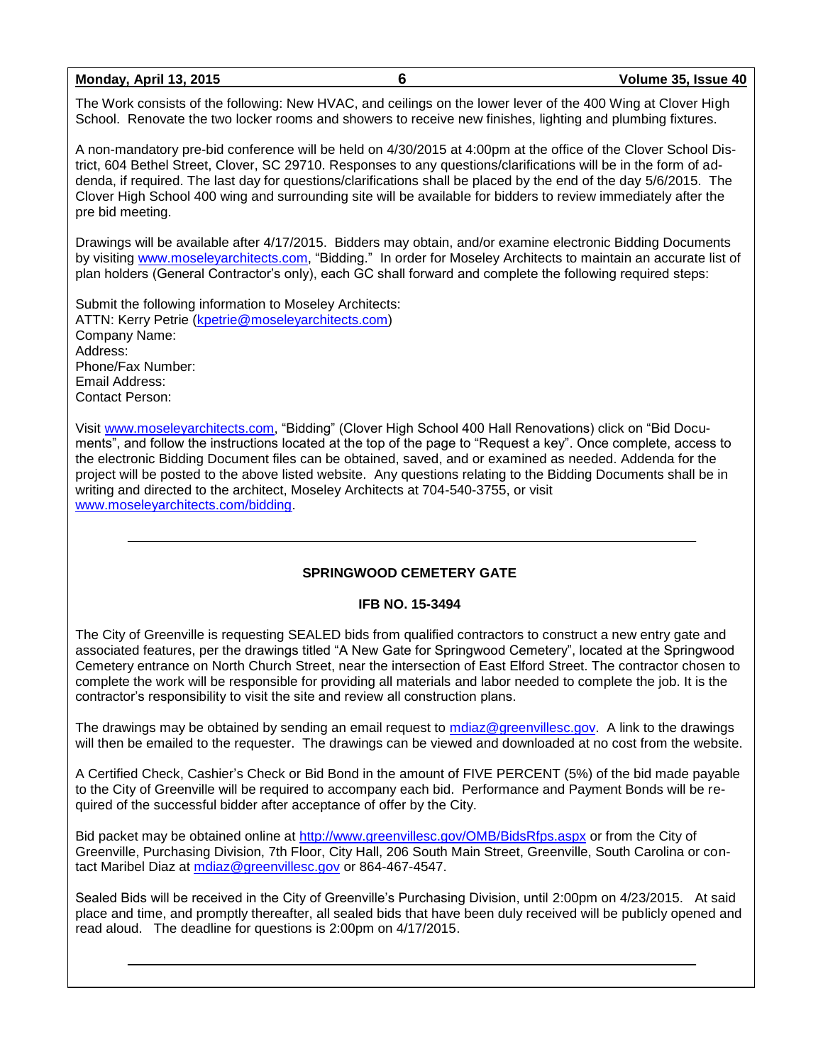The Work consists of the following: New HVAC, and ceilings on the lower lever of the 400 Wing at Clover High School. Renovate the two locker rooms and showers to receive new finishes, lighting and plumbing fixtures.

A non-mandatory pre-bid conference will be held on 4/30/2015 at 4:00pm at the office of the Clover School District, 604 Bethel Street, Clover, SC 29710. Responses to any questions/clarifications will be in the form of addenda, if required. The last day for questions/clarifications shall be placed by the end of the day 5/6/2015. The Clover High School 400 wing and surrounding site will be available for bidders to review immediately after the pre bid meeting.

Drawings will be available after 4/17/2015. Bidders may obtain, and/or examine electronic Bidding Documents by visiting www.moseleyarchitects.com, "Bidding." In order for Moseley Architects to maintain an accurate list of plan holders (General Contractor's only), each GC shall forward and complete the following required steps:

Submit the following information to Moseley Architects:
ATTN: Kerry Petrie (kpetrie@moseleyarchitects.com)
Company Name:
Address:
Phone/Fax Number:
Email Address:
Contact Person:

Visit www.moseleyarchitects.com, "Bidding" (Clover High School 400 Hall Renovations) click on "Bid Documents", and follow the instructions located at the top of the page to "Request a key". Once complete, access to the electronic Bidding Document files can be obtained, saved, and or examined as needed. Addenda for the project will be posted to the above listed website. Any questions relating to the Bidding Documents shall be in writing and directed to the architect, Moseley Architects at 704-540-3755, or visit www.moseleyarchitects.com/bidding.

---

## SPRINGWOOD CEMETERY GATE

### IFB NO. 15-3494

The City of Greenville is requesting SEALED bids from qualified contractors to construct a new entry gate and associated features, per the drawings titled "A New Gate for Springwood Cemetery", located at the Springwood Cemetery entrance on North Church Street, near the intersection of East Elford Street. The contractor chosen to complete the work will be responsible for providing all materials and labor needed to complete the job. It is the contractor's responsibility to visit the site and review all construction plans.

The drawings may be obtained by sending an email request to mdiaz@greenvillesc.gov. A link to the drawings will then be emailed to the requester. The drawings can be viewed and downloaded at no cost from the website.

A Certified Check, Cashier's Check or Bid Bond in the amount of FIVE PERCENT (5%) of the bid made payable to the City of Greenville will be required to accompany each bid. Performance and Payment Bonds will be required of the successful bidder after acceptance of offer by the City.

Bid packet may be obtained online at http://www.greenvillesc.gov/OMB/BidsRfps.aspx or from the City of Greenville, Purchasing Division, 7th Floor, City Hall, 206 South Main Street, Greenville, South Carolina or contact Maribel Diaz at mdiaz@greenvillesc.gov or 864-467-4547.

Sealed Bids will be received in the City of Greenville's Purchasing Division, until 2:00pm on 4/23/2015. At said place and time, and promptly thereafter, all sealed bids that have been duly received will be publicly opened and read aloud. The deadline for questions is 2:00pm on 4/17/2015.

---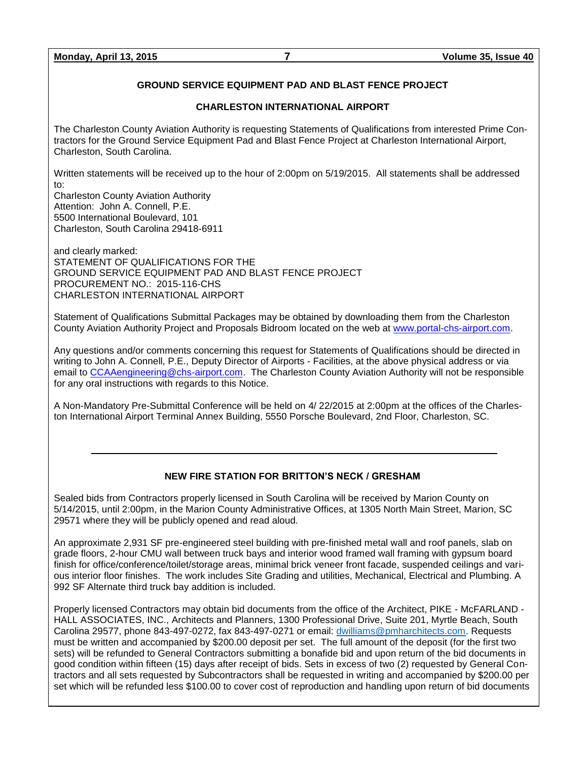## GROUND SERVICE EQUIPMENT PAD AND BLAST FENCE PROJECT

## CHARLESTON INTERNATIONAL AIRPORT

The Charleston County Aviation Authority is requesting Statements of Qualifications from interested Prime Contractors for the Ground Service Equipment Pad and Blast Fence Project at Charleston International Airport, Charleston, South Carolina.

Written statements will be received up to the hour of 2:00pm on 5/19/2015. All statements shall be addressed to:
Charleston County Aviation Authority
Attention: John A. Connell, P.E.
5500 International Boulevard, 101
Charleston, South Carolina 29418-6911

and clearly marked:
STATEMENT OF QUALIFICATIONS FOR THE
GROUND SERVICE EQUIPMENT PAD AND BLAST FENCE PROJECT
PROCUREMENT NO.: 2015-116-CHS
CHARLESTON INTERNATIONAL AIRPORT

Statement of Qualifications Submittal Packages may be obtained by downloading them from the Charleston County Aviation Authority Project and Proposals Bidroom located on the web at www.portal-chs-airport.com.

Any questions and/or comments concerning this request for Statements of Qualifications should be directed in writing to John A. Connell, P.E., Deputy Director of Airports - Facilities, at the above physical address or via email to CCAAengineering@chs-airport.com. The Charleston County Aviation Authority will not be responsible for any oral instructions with regards to this Notice.

A Non-Mandatory Pre-Submittal Conference will be held on 4/ 22/2015 at 2:00pm at the offices of the Charleston International Airport Terminal Annex Building, 5550 Porsche Boulevard, 2nd Floor, Charleston, SC.

---

## NEW FIRE STATION FOR BRITTON'S NECK / GRESHAM

Sealed bids from Contractors properly licensed in South Carolina will be received by Marion County on 5/14/2015, until 2:00pm, in the Marion County Administrative Offices, at 1305 North Main Street, Marion, SC 29571 where they will be publicly opened and read aloud.

An approximate 2,931 SF pre-engineered steel building with pre-finished metal wall and roof panels, slab on grade floors, 2-hour CMU wall between truck bays and interior wood framed wall framing with gypsum board finish for office/conference/toilet/storage areas, minimal brick veneer front facade, suspended ceilings and various interior floor finishes. The work includes Site Grading and utilities, Mechanical, Electrical and Plumbing. A 992 SF Alternate third truck bay addition is included.

Properly licensed Contractors may obtain bid documents from the office of the Architect, PIKE - McFARLAND - HALL ASSOCIATES, INC., Architects and Planners, 1300 Professional Drive, Suite 201, Myrtle Beach, South Carolina 29577, phone 843-497-0272, fax 843-497-0271 or email: dwilliams@pmharchitects.com. Requests must be written and accompanied by $200.00 deposit per set. The full amount of the deposit (for the first two sets) will be refunded to General Contractors submitting a bonafide bid and upon return of the bid documents in good condition within fifteen (15) days after receipt of bids. Sets in excess of two (2) requested by General Contractors and all sets requested by Subcontractors shall be requested in writing and accompanied by $200.00 per set which will be refunded less $100.00 to cover cost of reproduction and handling upon return of bid documents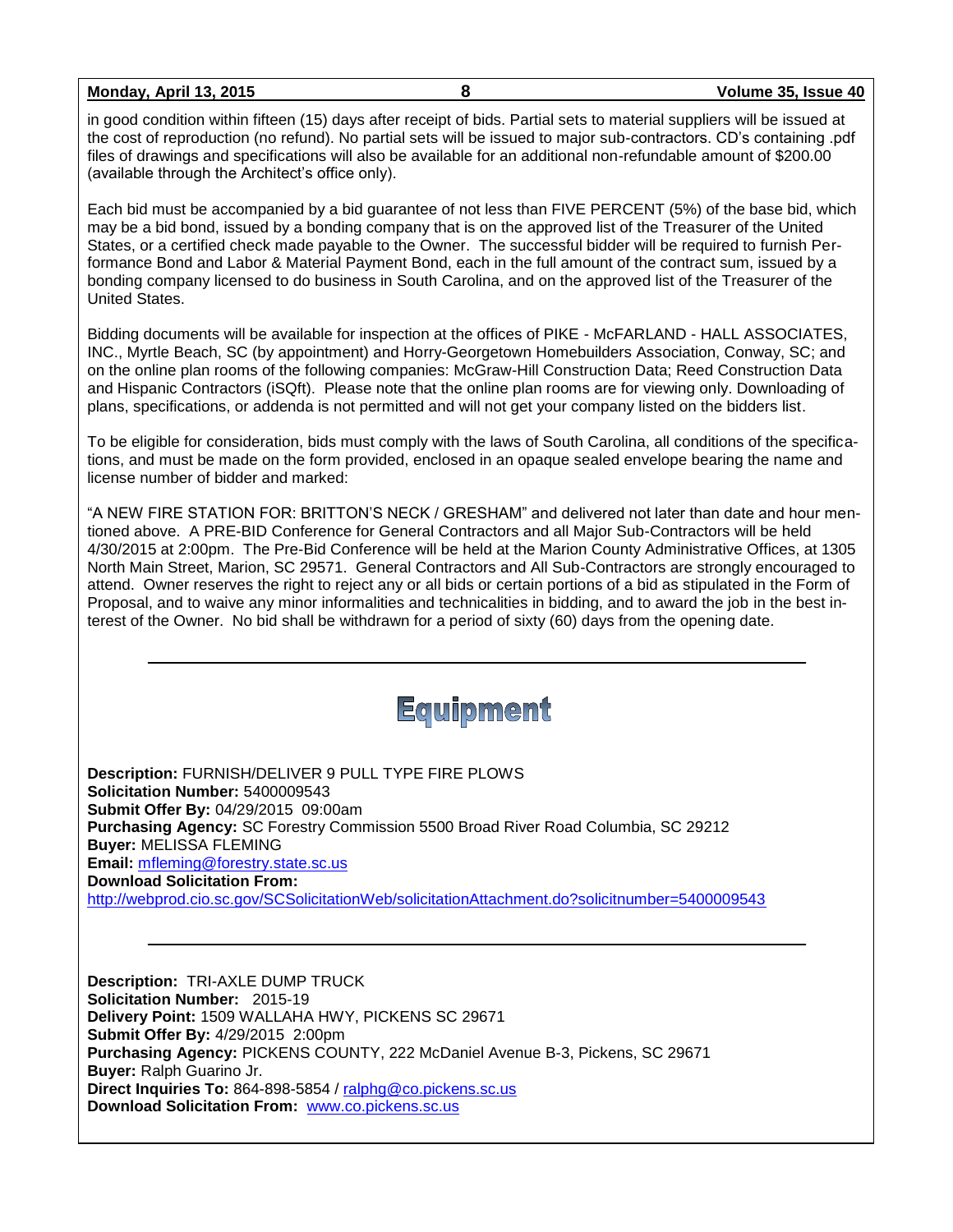in good condition within fifteen (15) days after receipt of bids. Partial sets to material suppliers will be issued at the cost of reproduction (no refund). No partial sets will be issued to major sub-contractors. CD's containing .pdf files of drawings and specifications will also be available for an additional non-refundable amount of $200.00 (available through the Architect's office only).

Each bid must be accompanied by a bid guarantee of not less than FIVE PERCENT (5%) of the base bid, which may be a bid bond, issued by a bonding company that is on the approved list of the Treasurer of the United States, or a certified check made payable to the Owner. The successful bidder will be required to furnish Performance Bond and Labor & Material Payment Bond, each in the full amount of the contract sum, issued by a bonding company licensed to do business in South Carolina, and on the approved list of the Treasurer of the United States.

Bidding documents will be available for inspection at the offices of PIKE - McFARLAND - HALL ASSOCIATES, INC., Myrtle Beach, SC (by appointment) and Horry-Georgetown Homebuilders Association, Conway, SC; and on the online plan rooms of the following companies: McGraw-Hill Construction Data; Reed Construction Data and Hispanic Contractors (iSQft). Please note that the online plan rooms are for viewing only. Downloading of plans, specifications, or addenda is not permitted and will not get your company listed on the bidders list.

To be eligible for consideration, bids must comply with the laws of South Carolina, all conditions of the specifications, and must be made on the form provided, enclosed in an opaque sealed envelope bearing the name and license number of bidder and marked:

"A NEW FIRE STATION FOR: BRITTON'S NECK / GRESHAM" and delivered not later than date and hour mentioned above. A PRE-BID Conference for General Contractors and all Major Sub-Contractors will be held 4/30/2015 at 2:00pm. The Pre-Bid Conference will be held at the Marion County Administrative Offices, at 1305 North Main Street, Marion, SC 29571. General Contractors and All Sub-Contractors are strongly encouraged to attend. Owner reserves the right to reject any or all bids or certain portions of a bid as stipulated in the Form of Proposal, and to waive any minor informalities and technicalities in bidding, and to award the job in the best interest of the Owner. No bid shall be withdrawn for a period of sixty (60) days from the opening date.

---

# Equipment

**Description:** FURNISH/DELIVER 9 PULL TYPE FIRE PLOWS
**Solicitation Number:** 5400009543
**Submit Offer By:** 04/29/2015 09:00am
**Purchasing Agency:** SC Forestry Commission 5500 Broad River Road Columbia, SC 29212
**Buyer:** MELISSA FLEMING
**Email:** mfleming@forestry.state.sc.us
**Download Solicitation From:**
http://webprod.cio.sc.gov/SCSolicitationWeb/solicitationAttachment.do?solicitnumber=5400009543

---

**Description:** TRI-AXLE DUMP TRUCK
**Solicitation Number:** 2015-19
**Delivery Point:** 1509 WALLAHA HWY, PICKENS SC 29671
**Submit Offer By:** 4/29/2015 2:00pm
**Purchasing Agency:** PICKENS COUNTY, 222 McDaniel Avenue B-3, Pickens, SC 29671
**Buyer:** Ralph Guarino Jr.
**Direct Inquiries To:** 864-898-5854 / ralphg@co.pickens.sc.us
**Download Solicitation From:** www.co.pickens.sc.us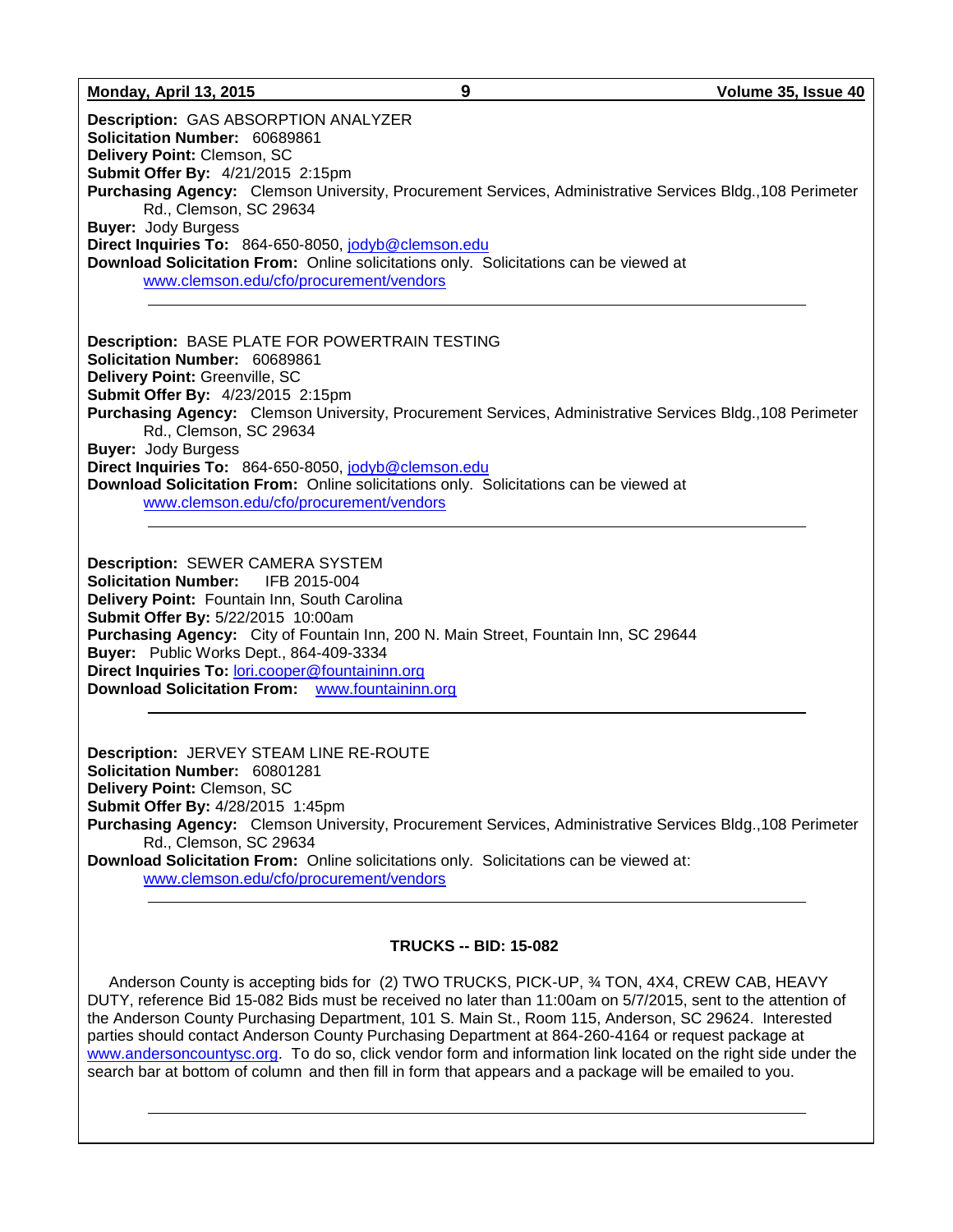**Description:** GAS ABSORPTION ANALYZER
**Solicitation Number:** 60689861
**Delivery Point:** Clemson, SC
**Submit Offer By:** 4/21/2015 2:15pm
**Purchasing Agency:** Clemson University, Procurement Services, Administrative Services Bldg.,108 Perimeter Rd., Clemson, SC 29634
**Buyer:** Jody Burgess
**Direct Inquiries To:** 864-650-8050, jodyb@clemson.edu
**Download Solicitation From:** Online solicitations only. Solicitations can be viewed at www.clemson.edu/cfo/procurement/vendors

---

**Description:** BASE PLATE FOR POWERTRAIN TESTING
**Solicitation Number:** 60689861
**Delivery Point:** Greenville, SC
**Submit Offer By:** 4/23/2015 2:15pm
**Purchasing Agency:** Clemson University, Procurement Services, Administrative Services Bldg.,108 Perimeter Rd., Clemson, SC 29634
**Buyer:** Jody Burgess
**Direct Inquiries To:** 864-650-8050, jodyb@clemson.edu
**Download Solicitation From:** Online solicitations only. Solicitations can be viewed at www.clemson.edu/cfo/procurement/vendors

---

**Description:** SEWER CAMERA SYSTEM
**Solicitation Number:** IFB 2015-004
**Delivery Point:** Fountain Inn, South Carolina
**Submit Offer By:** 5/22/2015 10:00am
**Purchasing Agency:** City of Fountain Inn, 200 N. Main Street, Fountain Inn, SC 29644
**Buyer:** Public Works Dept., 864-409-3334
**Direct Inquiries To:** lori.cooper@fountaininn.org
**Download Solicitation From:** www.fountaininn.org

---

**Description:** JERVEY STEAM LINE RE-ROUTE
**Solicitation Number:** 60801281
**Delivery Point:** Clemson, SC
**Submit Offer By:** 4/28/2015 1:45pm
**Purchasing Agency:** Clemson University, Procurement Services, Administrative Services Bldg.,108 Perimeter Rd., Clemson, SC 29634
**Download Solicitation From:** Online solicitations only. Solicitations can be viewed at: www.clemson.edu/cfo/procurement/vendors

---

**TRUCKS -- BID: 15-082**

Anderson County is accepting bids for (2) TWO TRUCKS, PICK-UP, ¾ TON, 4X4, CREW CAB, HEAVY DUTY, reference Bid 15-082 Bids must be received no later than 11:00am on 5/7/2015, sent to the attention of the Anderson County Purchasing Department, 101 S. Main St., Room 115, Anderson, SC 29624. Interested parties should contact Anderson County Purchasing Department at 864-260-4164 or request package at www.andersoncountysc.org. To do so, click vendor form and information link located on the right side under the search bar at bottom of column and then fill in form that appears and a package will be emailed to you.

---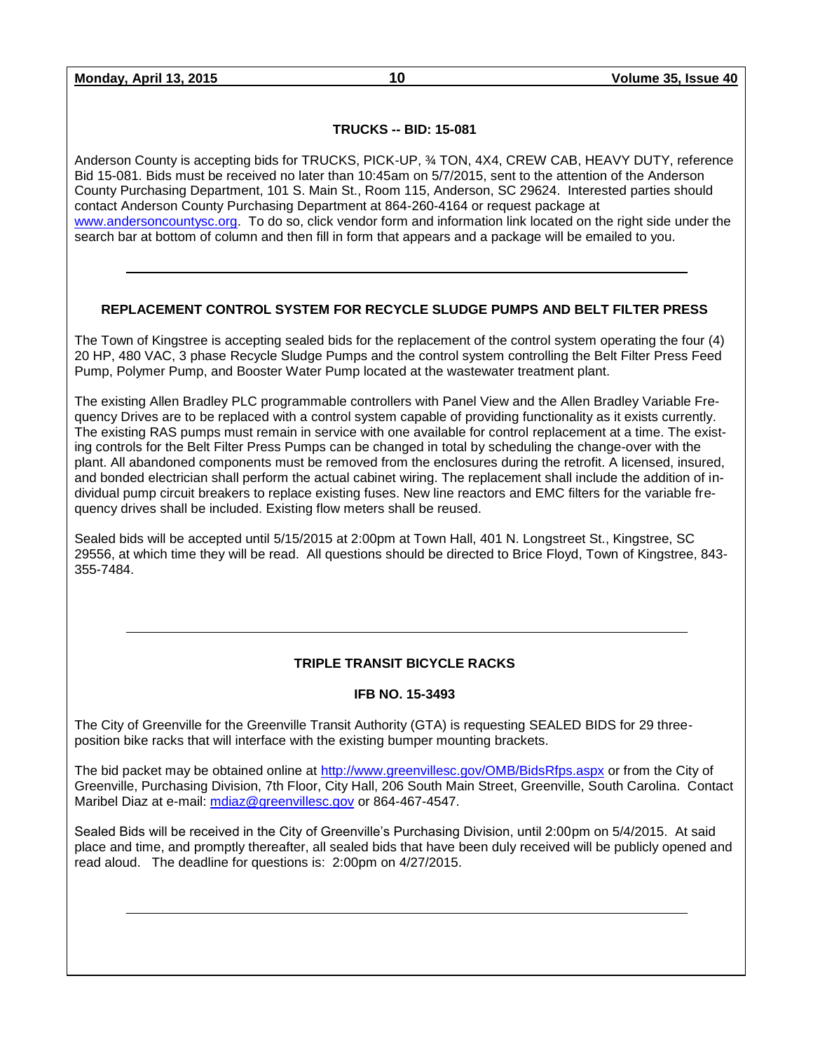## TRUCKS -- BID: 15-081

Anderson County is accepting bids for TRUCKS, PICK-UP, ¾ TON, 4X4, CREW CAB, HEAVY DUTY, reference Bid 15-081. Bids must be received no later than 10:45am on 5/7/2015, sent to the attention of the Anderson County Purchasing Department, 101 S. Main St., Room 115, Anderson, SC 29624. Interested parties should contact Anderson County Purchasing Department at 864-260-4164 or request package at www.andersoncountysc.org. To do so, click vendor form and information link located on the right side under the search bar at bottom of column and then fill in form that appears and a package will be emailed to you.

---

## REPLACEMENT CONTROL SYSTEM FOR RECYCLE SLUDGE PUMPS AND BELT FILTER PRESS

The Town of Kingstree is accepting sealed bids for the replacement of the control system operating the four (4) 20 HP, 480 VAC, 3 phase Recycle Sludge Pumps and the control system controlling the Belt Filter Press Feed Pump, Polymer Pump, and Booster Water Pump located at the wastewater treatment plant.

The existing Allen Bradley PLC programmable controllers with Panel View and the Allen Bradley Variable Frequency Drives are to be replaced with a control system capable of providing functionality as it exists currently. The existing RAS pumps must remain in service with one available for control replacement at a time. The existing controls for the Belt Filter Press Pumps can be changed in total by scheduling the change-over with the plant. All abandoned components must be removed from the enclosures during the retrofit. A licensed, insured, and bonded electrician shall perform the actual cabinet wiring. The replacement shall include the addition of individual pump circuit breakers to replace existing fuses. New line reactors and EMC filters for the variable frequency drives shall be included. Existing flow meters shall be reused.

Sealed bids will be accepted until 5/15/2015 at 2:00pm at Town Hall, 401 N. Longstreet St., Kingstree, SC 29556, at which time they will be read. All questions should be directed to Brice Floyd, Town of Kingstree, 843-355-7484.

---

## TRIPLE TRANSIT BICYCLE RACKS

### IFB NO. 15-3493

The City of Greenville for the Greenville Transit Authority (GTA) is requesting SEALED BIDS for 29 three-position bike racks that will interface with the existing bumper mounting brackets.

The bid packet may be obtained online at http://www.greenvillesc.gov/OMB/BidsRfps.aspx or from the City of Greenville, Purchasing Division, 7th Floor, City Hall, 206 South Main Street, Greenville, South Carolina. Contact Maribel Diaz at e-mail: mdiaz@greenvillesc.gov or 864-467-4547.

Sealed Bids will be received in the City of Greenville's Purchasing Division, until 2:00pm on 5/4/2015. At said place and time, and promptly thereafter, all sealed bids that have been duly received will be publicly opened and read aloud. The deadline for questions is: 2:00pm on 4/27/2015.

---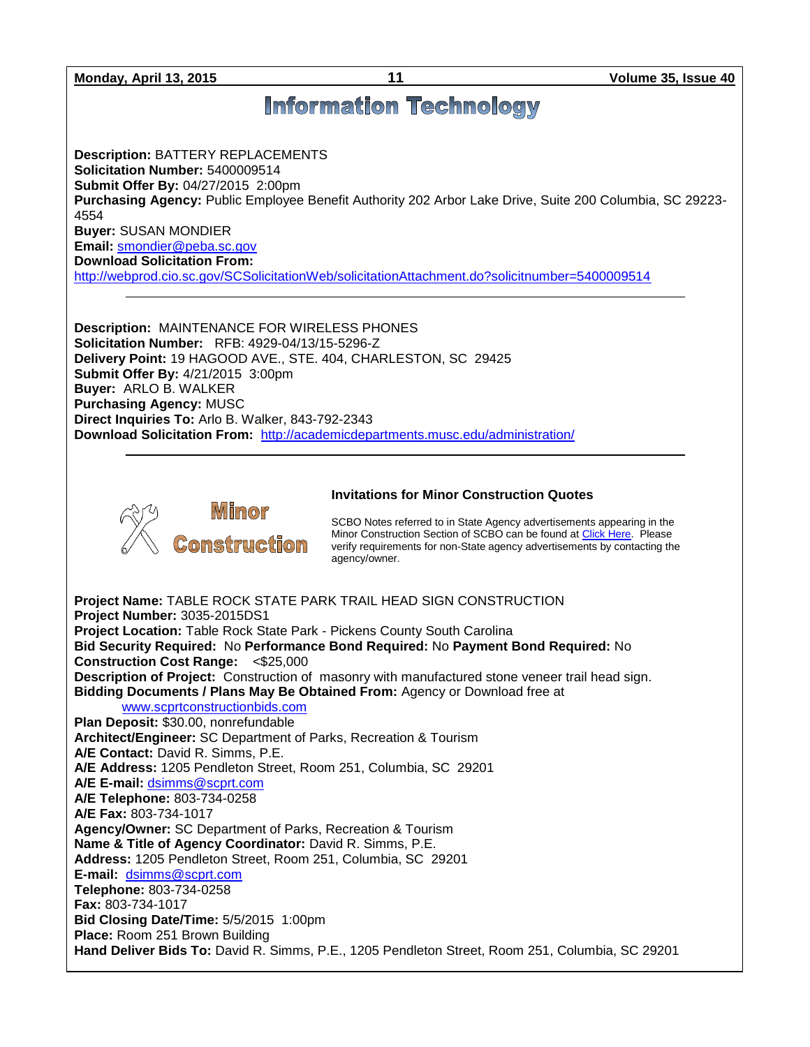# Information Technology

**Description:** BATTERY REPLACEMENTS
**Solicitation Number:** 5400009514
**Submit Offer By:** 04/27/2015 2:00pm
**Purchasing Agency:** Public Employee Benefit Authority 202 Arbor Lake Drive, Suite 200 Columbia, SC 29223-4554
**Buyer:** SUSAN MONDIER
**Email:** smondier@peba.sc.gov
**Download Solicitation From:**
http://webprod.cio.sc.gov/SCSolicitationWeb/solicitationAttachment.do?solicitnumber=5400009514

---

**Description:** MAINTENANCE FOR WIRELESS PHONES
**Solicitation Number:** RFB: 4929-04/13/15-5296-Z
**Delivery Point:** 19 HAGOOD AVE., STE. 404, CHARLESTON, SC 29425
**Submit Offer By:** 4/21/2015 3:00pm
**Buyer:** ARLO B. WALKER
**Purchasing Agency:** MUSC
**Direct Inquiries To:** Arlo B. Walker, 843-792-2343
**Download Solicitation From:** http://academicdepartments.musc.edu/administration/

---

# Minor Construction

### Invitations for Minor Construction Quotes

SCBO Notes referred to in State Agency advertisements appearing in the Minor Construction Section of SCBO can be found at Click Here. Please verify requirements for non-State agency advertisements by contacting the agency/owner.

**Project Name:** TABLE ROCK STATE PARK TRAIL HEAD SIGN CONSTRUCTION
**Project Number:** 3035-2015DS1
**Project Location:** Table Rock State Park - Pickens County South Carolina
**Bid Security Required:** No **Performance Bond Required:** No **Payment Bond Required:** No
**Construction Cost Range:** <$25,000
**Description of Project:** Construction of masonry with manufactured stone veneer trail head sign.
**Bidding Documents / Plans May Be Obtained From:** Agency or Download free at www.scprtconstructionbids.com
**Plan Deposit:** $30.00, nonrefundable
**Architect/Engineer:** SC Department of Parks, Recreation & Tourism
**A/E Contact:** David R. Simms, P.E.
**A/E Address:** 1205 Pendleton Street, Room 251, Columbia, SC 29201
**A/E E-mail:** dsimms@scprt.com
**A/E Telephone:** 803-734-0258
**A/E Fax:** 803-734-1017
**Agency/Owner:** SC Department of Parks, Recreation & Tourism
**Name & Title of Agency Coordinator:** David R. Simms, P.E.
**Address:** 1205 Pendleton Street, Room 251, Columbia, SC 29201
**E-mail:** dsimms@scprt.com
**Telephone:** 803-734-0258
**Fax:** 803-734-1017
**Bid Closing Date/Time:** 5/5/2015 1:00pm
**Place:** Room 251 Brown Building
**Hand Deliver Bids To:** David R. Simms, P.E., 1205 Pendleton Street, Room 251, Columbia, SC 29201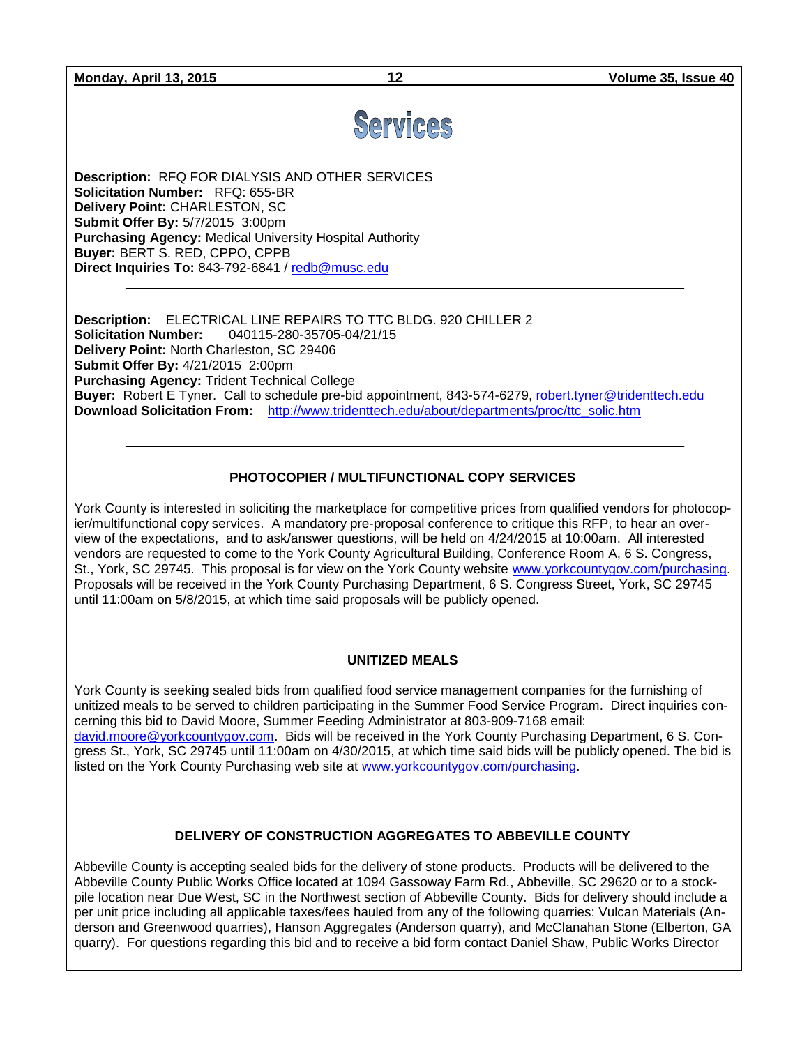# Services

**Description:** RFQ FOR DIALYSIS AND OTHER SERVICES
**Solicitation Number:** RFQ: 655-BR
**Delivery Point:** CHARLESTON, SC
**Submit Offer By:** 5/7/2015 3:00pm
**Purchasing Agency:** Medical University Hospital Authority
**Buyer:** BERT S. RED, CPPO, CPPB
**Direct Inquiries To:** 843-792-6841 / redb@musc.edu

---

**Description:** ELECTRICAL LINE REPAIRS TO TTC BLDG. 920 CHILLER 2
**Solicitation Number:** 040115-280-35705-04/21/15
**Delivery Point:** North Charleston, SC 29406
**Submit Offer By:** 4/21/2015 2:00pm
**Purchasing Agency:** Trident Technical College
**Buyer:** Robert E Tyner. Call to schedule pre-bid appointment, 843-574-6279, robert.tyner@tridenttech.edu
**Download Solicitation From:** http://www.tridenttech.edu/about/departments/proc/ttc_solic.htm

---

### PHOTOCOPIER / MULTIFUNCTIONAL COPY SERVICES

York County is interested in soliciting the marketplace for competitive prices from qualified vendors for photocopier/multifunctional copy services. A mandatory pre-proposal conference to critique this RFP, to hear an overview of the expectations, and to ask/answer questions, will be held on 4/24/2015 at 10:00am. All interested vendors are requested to come to the York County Agricultural Building, Conference Room A, 6 S. Congress, St., York, SC 29745. This proposal is for view on the York County website www.yorkcountygov.com/purchasing. Proposals will be received in the York County Purchasing Department, 6 S. Congress Street, York, SC 29745 until 11:00am on 5/8/2015, at which time said proposals will be publicly opened.

---

### UNITIZED MEALS

York County is seeking sealed bids from qualified food service management companies for the furnishing of unitized meals to be served to children participating in the Summer Food Service Program. Direct inquiries concerning this bid to David Moore, Summer Feeding Administrator at 803-909-7168 email: david.moore@yorkcountygov.com. Bids will be received in the York County Purchasing Department, 6 S. Congress St., York, SC 29745 until 11:00am on 4/30/2015, at which time said bids will be publicly opened. The bid is listed on the York County Purchasing web site at www.yorkcountygov.com/purchasing.

---

### DELIVERY OF CONSTRUCTION AGGREGATES TO ABBEVILLE COUNTY

Abbeville County is accepting sealed bids for the delivery of stone products. Products will be delivered to the Abbeville County Public Works Office located at 1094 Gassoway Farm Rd., Abbeville, SC 29620 or to a stockpile location near Due West, SC in the Northwest section of Abbeville County. Bids for delivery should include a per unit price including all applicable taxes/fees hauled from any of the following quarries: Vulcan Materials (Anderson and Greenwood quarries), Hanson Aggregates (Anderson quarry), and McClanahan Stone (Elberton, GA quarry). For questions regarding this bid and to receive a bid form contact Daniel Shaw, Public Works Director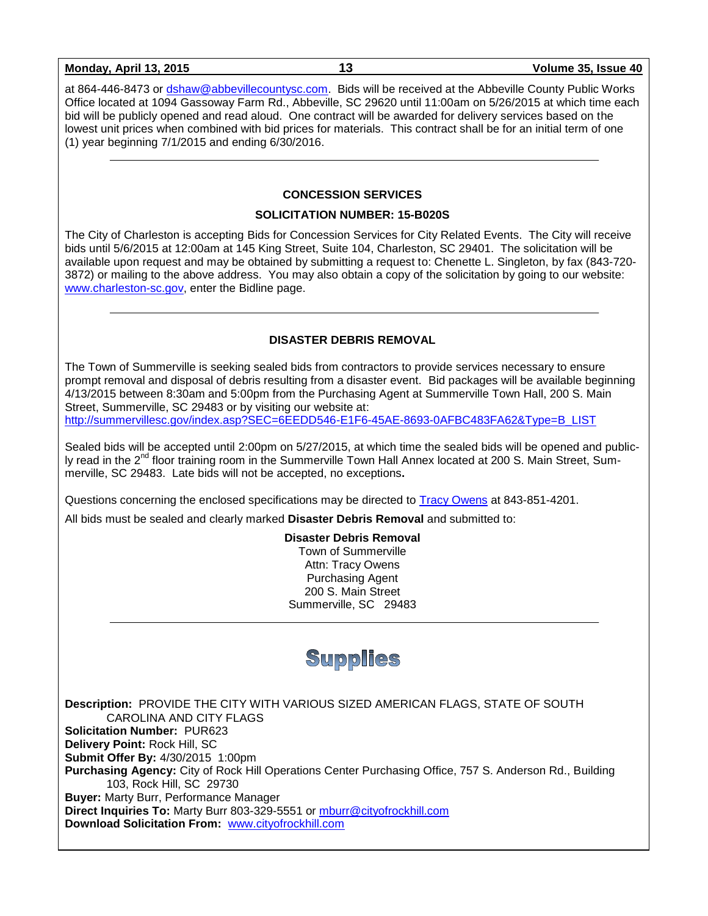at 864-446-8473 or dshaw@abbevillecountysc.com. Bids will be received at the Abbeville County Public Works Office located at 1094 Gassoway Farm Rd., Abbeville, SC 29620 until 11:00am on 5/26/2015 at which time each bid will be publicly opened and read aloud. One contract will be awarded for delivery services based on the lowest unit prices when combined with bid prices for materials. This contract shall be for an initial term of one (1) year beginning 7/1/2015 and ending 6/30/2016.

---

### CONCESSION SERVICES

### SOLICITATION NUMBER: 15-B020S

The City of Charleston is accepting Bids for Concession Services for City Related Events. The City will receive bids until 5/6/2015 at 12:00am at 145 King Street, Suite 104, Charleston, SC 29401. The solicitation will be available upon request and may be obtained by submitting a request to: Chenette L. Singleton, by fax (843-720-3872) or mailing to the above address. You may also obtain a copy of the solicitation by going to our website: www.charleston-sc.gov, enter the Bidline page.

---

### DISASTER DEBRIS REMOVAL

The Town of Summerville is seeking sealed bids from contractors to provide services necessary to ensure prompt removal and disposal of debris resulting from a disaster event. Bid packages will be available beginning 4/13/2015 between 8:30am and 5:00pm from the Purchasing Agent at Summerville Town Hall, 200 S. Main Street, Summerville, SC 29483 or by visiting our website at: http://summervillesc.gov/index.asp?SEC=6EEDD546-E1F6-45AE-8693-0AFBC483FA62&Type=B_LIST

Sealed bids will be accepted until 2:00pm on 5/27/2015, at which time the sealed bids will be opened and publicly read in the 2nd floor training room in the Summerville Town Hall Annex located at 200 S. Main Street, Summerville, SC 29483. Late bids will not be accepted, no exceptions**.**

Questions concerning the enclosed specifications may be directed to Tracy Owens at 843-851-4201.

All bids must be sealed and clearly marked **Disaster Debris Removal** and submitted to:

**Disaster Debris Removal**
Town of Summerville
Attn: Tracy Owens
Purchasing Agent
200 S. Main Street
Summerville, SC 29483

---

## Supplies

**Description:** PROVIDE THE CITY WITH VARIOUS SIZED AMERICAN FLAGS, STATE OF SOUTH CAROLINA AND CITY FLAGS
**Solicitation Number:** PUR623
**Delivery Point:** Rock Hill, SC
**Submit Offer By:** 4/30/2015 1:00pm
**Purchasing Agency:** City of Rock Hill Operations Center Purchasing Office, 757 S. Anderson Rd., Building 103, Rock Hill, SC 29730
**Buyer:** Marty Burr, Performance Manager
**Direct Inquiries To:** Marty Burr 803-329-5551 or mburr@cityofrockhill.com
**Download Solicitation From:** www.cityofrockhill.com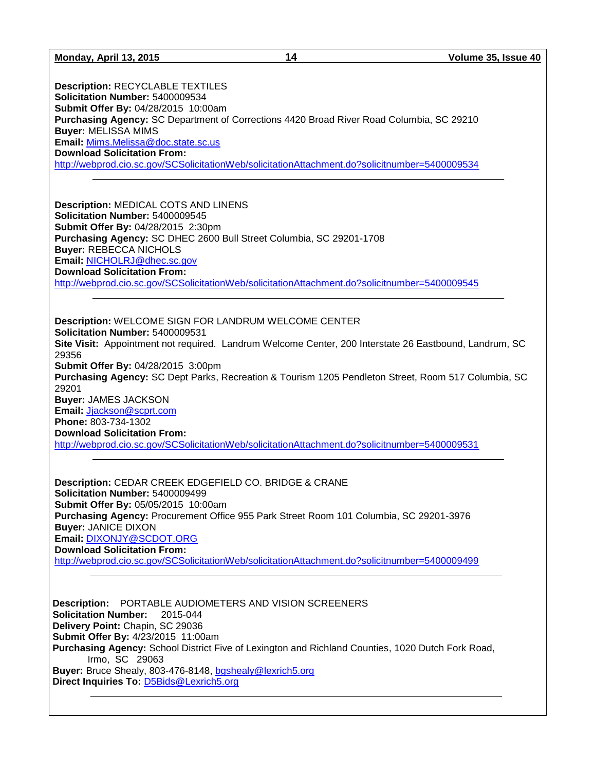**Description:** RECYCLABLE TEXTILES
**Solicitation Number:** 5400009534
**Submit Offer By:** 04/28/2015 10:00am
**Purchasing Agency:** SC Department of Corrections 4420 Broad River Road Columbia, SC 29210
**Buyer:** MELISSA MIMS
**Email:** Mims.Melissa@doc.state.sc.us
**Download Solicitation From:**
http://webprod.cio.sc.gov/SCSolicitationWeb/solicitationAttachment.do?solicitnumber=5400009534

---

**Description:** MEDICAL COTS AND LINENS
**Solicitation Number:** 5400009545
**Submit Offer By:** 04/28/2015 2:30pm
**Purchasing Agency:** SC DHEC 2600 Bull Street Columbia, SC 29201-1708
**Buyer:** REBECCA NICHOLS
**Email:** NICHOLRJ@dhec.sc.gov
**Download Solicitation From:**
http://webprod.cio.sc.gov/SCSolicitationWeb/solicitationAttachment.do?solicitnumber=5400009545

---

**Description:** WELCOME SIGN FOR LANDRUM WELCOME CENTER
**Solicitation Number:** 5400009531
**Site Visit:** Appointment not required. Landrum Welcome Center, 200 Interstate 26 Eastbound, Landrum, SC 29356
**Submit Offer By:** 04/28/2015 3:00pm
**Purchasing Agency:** SC Dept Parks, Recreation & Tourism 1205 Pendleton Street, Room 517 Columbia, SC 29201
**Buyer:** JAMES JACKSON
**Email:** Jjackson@scprt.com
**Phone:** 803-734-1302
**Download Solicitation From:**
http://webprod.cio.sc.gov/SCSolicitationWeb/solicitationAttachment.do?solicitnumber=5400009531

---

**Description:** CEDAR CREEK EDGEFIELD CO. BRIDGE & CRANE
**Solicitation Number:** 5400009499
**Submit Offer By:** 05/05/2015 10:00am
**Purchasing Agency:** Procurement Office 955 Park Street Room 101 Columbia, SC 29201-3976
**Buyer:** JANICE DIXON
**Email:** DIXONJY@SCDOT.ORG
**Download Solicitation From:**
http://webprod.cio.sc.gov/SCSolicitationWeb/solicitationAttachment.do?solicitnumber=5400009499

---

**Description:** PORTABLE AUDIOMETERS AND VISION SCREENERS
**Solicitation Number:** 2015-044
**Delivery Point:** Chapin, SC 29036
**Submit Offer By:** 4/23/2015 11:00am
**Purchasing Agency:** School District Five of Lexington and Richland Counties, 1020 Dutch Fork Road, Irmo, SC 29063
**Buyer:** Bruce Shealy, 803-476-8148, bgshealy@lexrich5.org
**Direct Inquiries To:** D5Bids@Lexrich5.org

---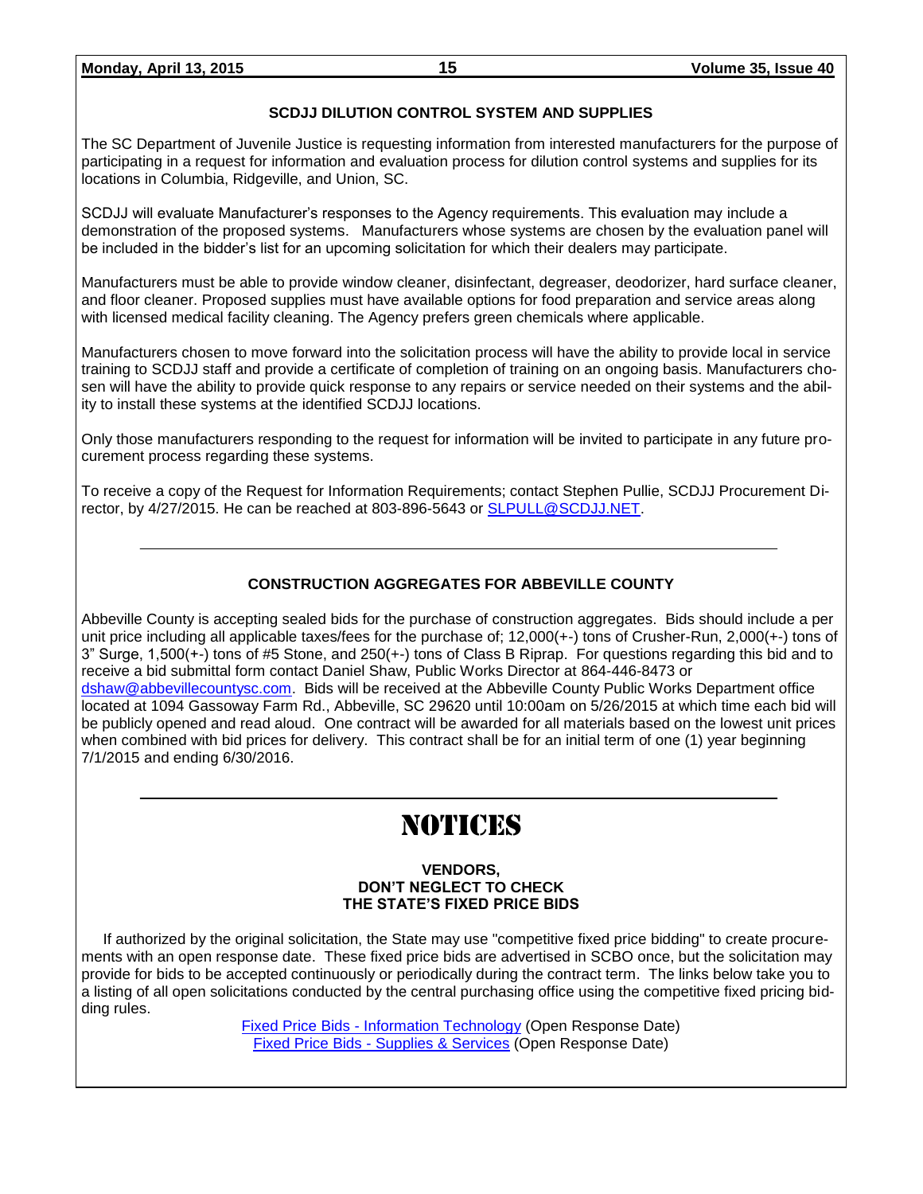### SCDJJ DILUTION CONTROL SYSTEM AND SUPPLIES

The SC Department of Juvenile Justice is requesting information from interested manufacturers for the purpose of participating in a request for information and evaluation process for dilution control systems and supplies for its locations in Columbia, Ridgeville, and Union, SC.

SCDJJ will evaluate Manufacturer's responses to the Agency requirements. This evaluation may include a demonstration of the proposed systems. Manufacturers whose systems are chosen by the evaluation panel will be included in the bidder's list for an upcoming solicitation for which their dealers may participate.

Manufacturers must be able to provide window cleaner, disinfectant, degreaser, deodorizer, hard surface cleaner, and floor cleaner. Proposed supplies must have available options for food preparation and service areas along with licensed medical facility cleaning. The Agency prefers green chemicals where applicable.

Manufacturers chosen to move forward into the solicitation process will have the ability to provide local in service training to SCDJJ staff and provide a certificate of completion of training on an ongoing basis. Manufacturers chosen will have the ability to provide quick response to any repairs or service needed on their systems and the ability to install these systems at the identified SCDJJ locations.

Only those manufacturers responding to the request for information will be invited to participate in any future procurement process regarding these systems.

To receive a copy of the Request for Information Requirements; contact Stephen Pullie, SCDJJ Procurement Director, by 4/27/2015. He can be reached at 803-896-5643 or SLPULL@SCDJJ.NET.

---

### CONSTRUCTION AGGREGATES FOR ABBEVILLE COUNTY

Abbeville County is accepting sealed bids for the purchase of construction aggregates. Bids should include a per unit price including all applicable taxes/fees for the purchase of; 12,000(+-) tons of Crusher-Run, 2,000(+-) tons of 3" Surge, 1,500(+-) tons of #5 Stone, and 250(+-) tons of Class B Riprap. For questions regarding this bid and to receive a bid submittal form contact Daniel Shaw, Public Works Director at 864-446-8473 or dshaw@abbevillecountysc.com. Bids will be received at the Abbeville County Public Works Department office located at 1094 Gassoway Farm Rd., Abbeville, SC 29620 until 10:00am on 5/26/2015 at which time each bid will be publicly opened and read aloud. One contract will be awarded for all materials based on the lowest unit prices when combined with bid prices for delivery. This contract shall be for an initial term of one (1) year beginning 7/1/2015 and ending 6/30/2016.

---

# NOTICES

### VENDORS, DON'T NEGLECT TO CHECK THE STATE'S FIXED PRICE BIDS

If authorized by the original solicitation, the State may use "competitive fixed price bidding" to create procurements with an open response date. These fixed price bids are advertised in SCBO once, but the solicitation may provide for bids to be accepted continuously or periodically during the contract term. The links below take you to a listing of all open solicitations conducted by the central purchasing office using the competitive fixed pricing bidding rules.

Fixed Price Bids - Information Technology (Open Response Date)
Fixed Price Bids - Supplies & Services (Open Response Date)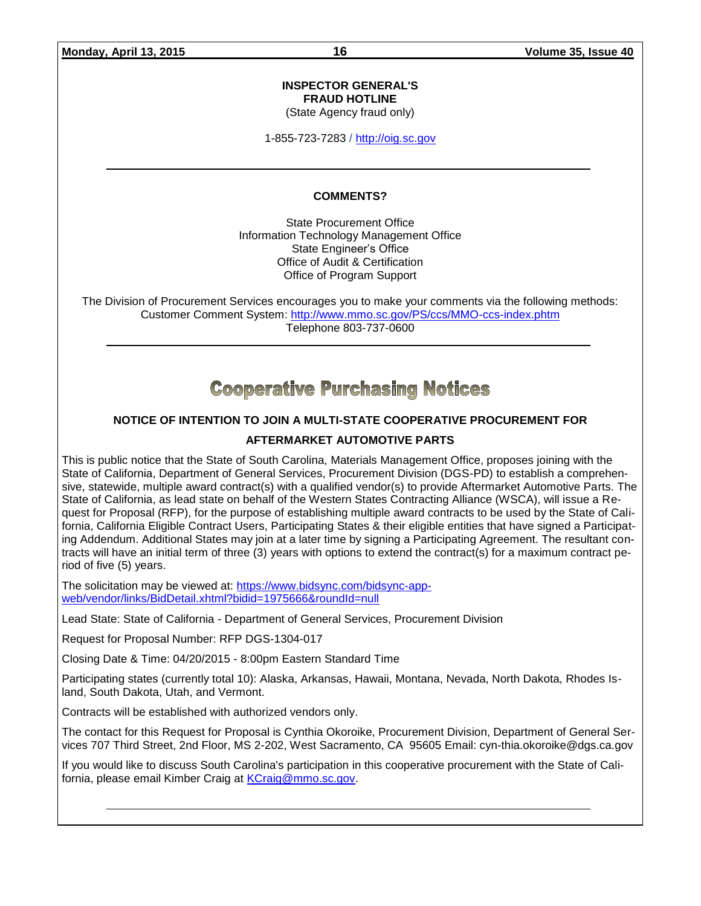**INSPECTOR GENERAL'S FRAUD HOTLINE**
(State Agency fraud only)

1-855-723-7283 / http://oig.sc.gov

---

**COMMENTS?**

State Procurement Office
Information Technology Management Office
State Engineer's Office
Office of Audit & Certification
Office of Program Support

The Division of Procurement Services encourages you to make your comments via the following methods:
Customer Comment System: http://www.mmo.sc.gov/PS/ccs/MMO-ccs-index.phtm
Telephone 803-737-0600

---

# Cooperative Purchasing Notices

## NOTICE OF INTENTION TO JOIN A MULTI-STATE COOPERATIVE PROCUREMENT FOR AFTERMARKET AUTOMOTIVE PARTS

This is public notice that the State of South Carolina, Materials Management Office, proposes joining with the State of California, Department of General Services, Procurement Division (DGS-PD) to establish a comprehensive, statewide, multiple award contract(s) with a qualified vendor(s) to provide Aftermarket Automotive Parts. The State of California, as lead state on behalf of the Western States Contracting Alliance (WSCA), will issue a Request for Proposal (RFP), for the purpose of establishing multiple award contracts to be used by the State of California, California Eligible Contract Users, Participating States & their eligible entities that have signed a Participating Addendum. Additional States may join at a later time by signing a Participating Agreement. The resultant contracts will have an initial term of three (3) years with options to extend the contract(s) for a maximum contract period of five (5) years.

The solicitation may be viewed at: https://www.bidsync.com/bidsync-app-web/vendor/links/BidDetail.xhtml?bidid=1975666&roundId=null

Lead State: State of California - Department of General Services, Procurement Division

Request for Proposal Number: RFP DGS-1304-017

Closing Date & Time: 04/20/2015 - 8:00pm Eastern Standard Time

Participating states (currently total 10): Alaska, Arkansas, Hawaii, Montana, Nevada, North Dakota, Rhodes Island, South Dakota, Utah, and Vermont.

Contracts will be established with authorized vendors only.

The contact for this Request for Proposal is Cynthia Okoroike, Procurement Division, Department of General Services 707 Third Street, 2nd Floor, MS 2-202, West Sacramento, CA 95605 Email: cynthia.okoroike@dgs.ca.gov

If you would like to discuss South Carolina's participation in this cooperative procurement with the State of California, please email Kimber Craig at KCraig@mmo.sc.gov.

---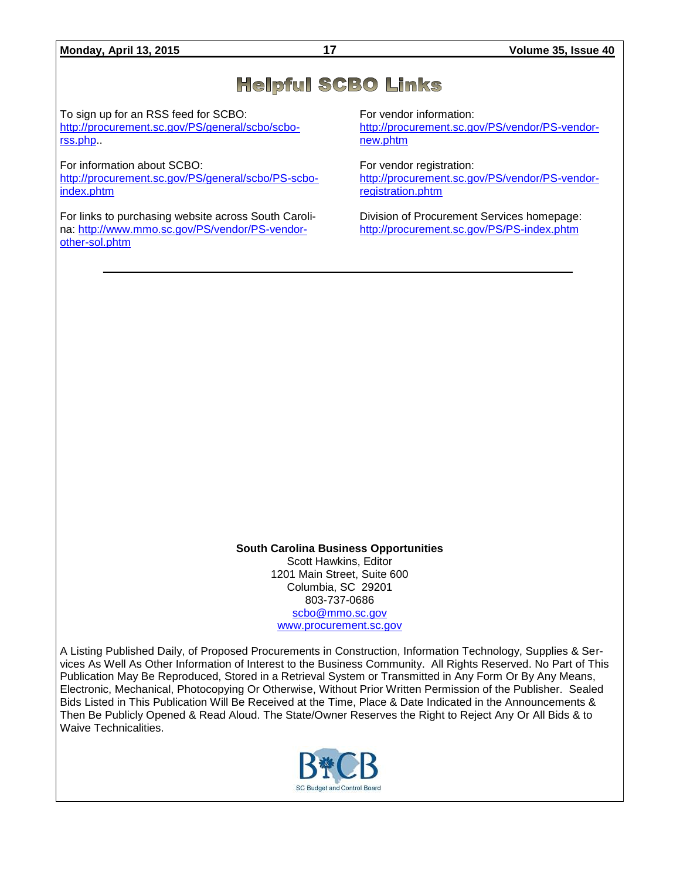# Helpful SCBO Links

To sign up for an RSS feed for SCBO: [http://procurement.sc.gov/PS/general/scbo/scbo-rss.php](http://procurement.sc.gov/PS/general/scbo/scbo-rss.php)..

For information about SCBO: [http://procurement.sc.gov/PS/general/scbo/PS-scbo-index.phtm](http://procurement.sc.gov/PS/general/scbo/PS-scbo-index.phtm)

For links to purchasing website across South Carolina: [http://www.mmo.sc.gov/PS/vendor/PS-vendor-other-sol.phtm](http://www.mmo.sc.gov/PS/vendor/PS-vendor-other-sol.phtm)

For vendor information: [http://procurement.sc.gov/PS/vendor/PS-vendor-new.phtm](http://procurement.sc.gov/PS/vendor/PS-vendor-new.phtm)

For vendor registration: [http://procurement.sc.gov/PS/vendor/PS-vendor-registration.phtm](http://procurement.sc.gov/PS/vendor/PS-vendor-registration.phtm)

Division of Procurement Services homepage: [http://procurement.sc.gov/PS/PS-index.phtm](http://procurement.sc.gov/PS/PS-index.phtm)

---

**South Carolina Business Opportunities**
Scott Hawkins, Editor
1201 Main Street, Suite 600
Columbia, SC 29201
803-737-0686
[scbo@mmo.sc.gov](mailto:scbo@mmo.sc.gov)
[www.procurement.sc.gov](http://www.procurement.sc.gov)

A Listing Published Daily, of Proposed Procurements in Construction, Information Technology, Supplies & Services As Well As Other Information of Interest to the Business Community. All Rights Reserved. No Part of This Publication May Be Reproduced, Stored in a Retrieval System or Transmitted in Any Form Or By Any Means, Electronic, Mechanical, Photocopying Or Otherwise, Without Prior Written Permission of the Publisher. Sealed Bids Listed in This Publication Will Be Received at the Time, Place & Date Indicated in the Announcements & Then Be Publicly Opened & Read Aloud. The State/Owner Reserves the Right to Reject Any Or All Bids & to Waive Technicalities.

BCB
SC Budget and Control Board